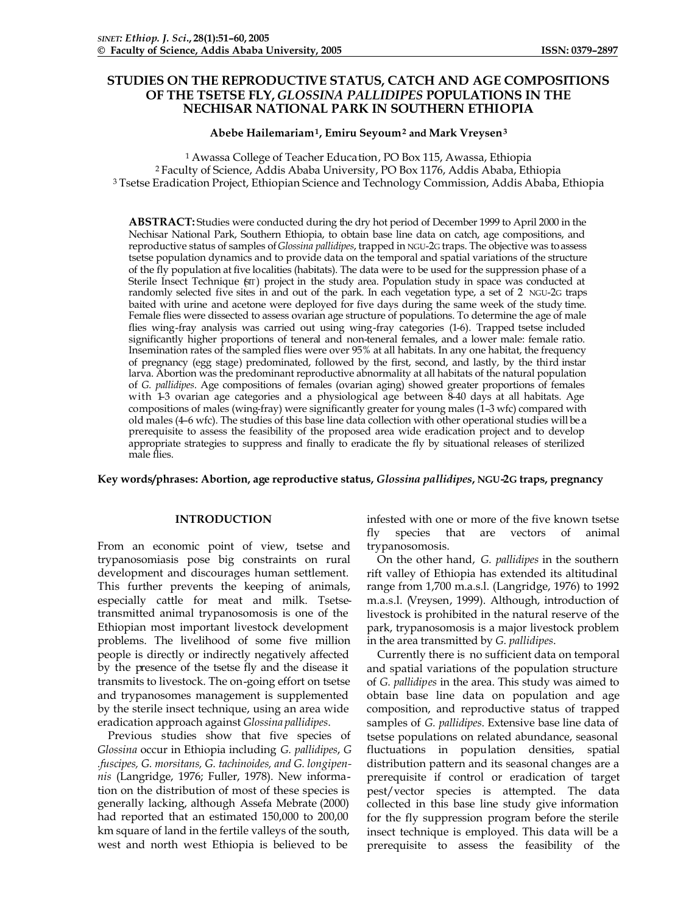# STUDIES ON THE REPRODUCTIVE STATUS, CATCH AND AGE COMPOSITIONS OF THE TSETSE FLY, *GLOSSINA PALLIDIPES* POPULATIONS IN THE NECHISAR NATIONAL PARK IN SOUTHERN ETHIOPIA

**Abebe Hailemariam[1], Emiru Seyoum[2] and Mark Vreysen[3]**

[1] Awassa College of Teacher Education, PO Box 115, Awassa, Ethiopia
[2] Faculty of Science, Addis Ababa University, PO Box 1176, Addis Ababa, Ethiopia
[3] Tsetse Eradication Project, Ethiopian Science and Technology Commission, Addis Ababa, Ethiopia

**ABSTRACT:** Studies were conducted during the dry hot period of December 1999 to April 2000 in the Nechisar National Park, Southern Ethiopia, to obtain base line data on catch, age compositions, and reproductive status of samples of *Glossina pallidipes*, trapped in NGU-2G traps. The objective was to assess tsetse population dynamics and to provide data on the temporal and spatial variations of the structure of the fly population at five localities (habitats). The data were to be used for the suppression phase of a Sterile Insect Technique (SIT) project in the study area. Population study in space was conducted at randomly selected five sites in and out of the park. In each vegetation type, a set of 2 NGU-2G traps baited with urine and acetone were deployed for five days during the same week of the study time. Female flies were dissected to assess ovarian age structure of populations. To determine the age of male flies wing-fray analysis was carried out using wing-fray categories (1-6). Trapped tsetse included significantly higher proportions of teneral and non-teneral females, and a lower male: female ratio. Insemination rates of the sampled flies were over 95% at all habitats. In any one habitat, the frequency of pregnancy (egg stage) predominated, followed by the first, second, and lastly, by the third instar larva. Abortion was the predominant reproductive abnormality at all habitats of the natural population of *G. pallidipes*. Age compositions of females (ovarian aging) showed greater proportions of females with 1-3 ovarian age categories and a physiological age between 8-40 days at all habitats. Age compositions of males (wing-fray) were significantly greater for young males (1–3 wfc) compared with old males (4–6 wfc). The studies of this base line data collection with other operational studies will be a prerequisite to assess the feasibility of the proposed area wide eradication project and to develop appropriate strategies to suppress and finally to eradicate the fly by situational releases of sterilized male flies.

**Key words/phrases: Abortion, age reproductive status, *Glossina pallidipes*, NGU-2G traps, pregnancy**

## INTRODUCTION

From an economic point of view, tsetse and trypanosomiasis pose big constraints on rural development and discourages human settlement. This further prevents the keeping of animals, especially cattle for meat and milk. Tsetse-transmitted animal trypanosomosis is one of the Ethiopian most important livestock development problems. The livelihood of some five million people is directly or indirectly negatively affected by the presence of the tsetse fly and the disease it transmits to livestock. The on-going effort on tsetse and trypanosomes management is supplemented by the sterile insect technique, using an area wide eradication approach against *Glossina pallidipes*.

Previous studies show that five species of *Glossina* occur in Ethiopia including *G. pallidipes*, *G .fuscipes, G. morsitans, G. tachinoides, and G. longipennis* (Langridge, 1976; Fuller, 1978). New information on the distribution of most of these species is generally lacking, although Assefa Mebrate (2000) had reported that an estimated 150,000 to 200,00 km square of land in the fertile valleys of the south, west and north west Ethiopia is believed to be infested with one or more of the five known tsetse fly species that are vectors of animal trypanosomosis.

On the other hand, *G. pallidipes* in the southern rift valley of Ethiopia has extended its altitudinal range from 1,700 m.a.s.l. (Langridge, 1976) to 1992 m.a.s.l. (Vreysen, 1999). Although, introduction of livestock is prohibited in the natural reserve of the park, trypanosomosis is a major livestock problem in the area transmitted by *G. pallidipes*.

Currently there is no sufficient data on temporal and spatial variations of the population structure of *G. pallidipes* in the area. This study was aimed to obtain base line data on population and age composition, and reproductive status of trapped samples of *G. pallidipes*. Extensive base line data of tsetse populations on related abundance, seasonal fluctuations in population densities, spatial distribution pattern and its seasonal changes are a prerequisite if control or eradication of target pest/vector species is attempted. The data collected in this base line study give information for the fly suppression program before the sterile insect technique is employed. This data will be a prerequisite to assess the feasibility of the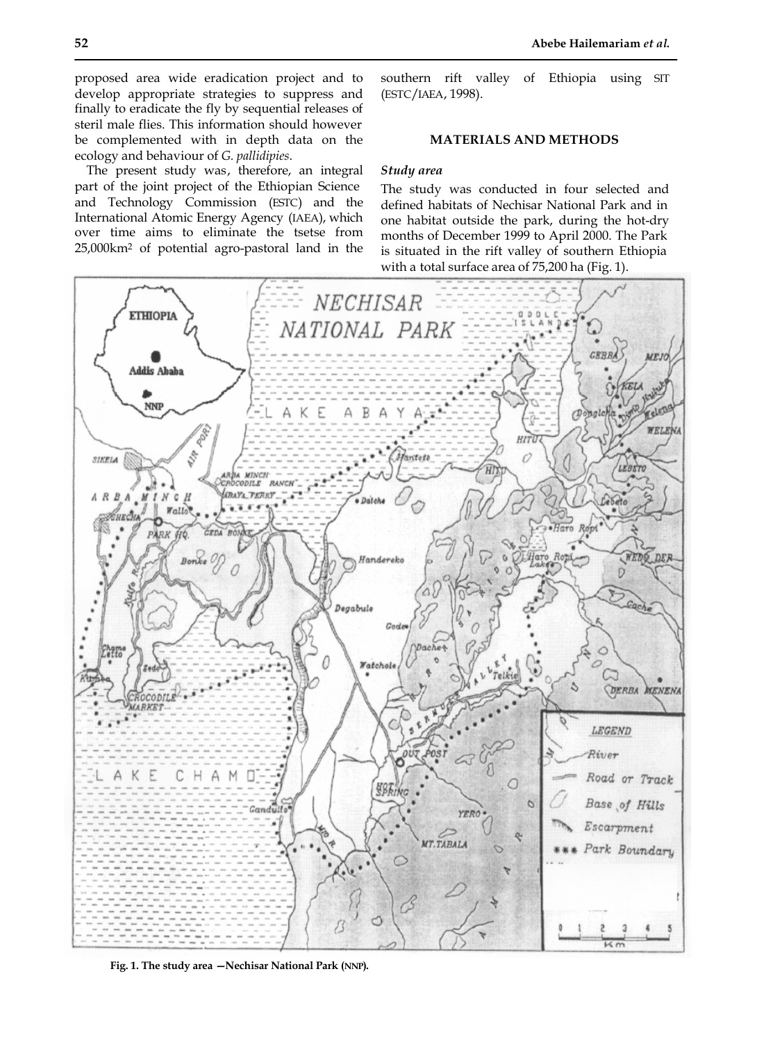proposed area wide eradication project and to develop appropriate strategies to suppress and finally to eradicate the fly by sequential releases of steril male flies. This information should however be complemented with in depth data on the ecology and behaviour of *G. pallidipies*.

The present study was, therefore, an integral part of the joint project of the Ethiopian Science and Technology Commission (ESTC) and the International Atomic Energy Agency (IAEA), which over time aims to eliminate the tsetse from 25,000km$^2$ of potential agro-pastoral land in the southern rift valley of Ethiopia using SIT (ESTC/IAEA, 1998).

## MATERIALS AND METHODS

### *Study area*

The study was conducted in four selected and defined habitats of Nechisar National Park and in one habitat outside the park, during the hot-dry months of December 1999 to April 2000. The Park is situated in the rift valley of southern Ethiopia with a total surface area of 75,200 ha (Fig. 1).

**Fig. 1. The study area —Nechisar National Park (NNP).**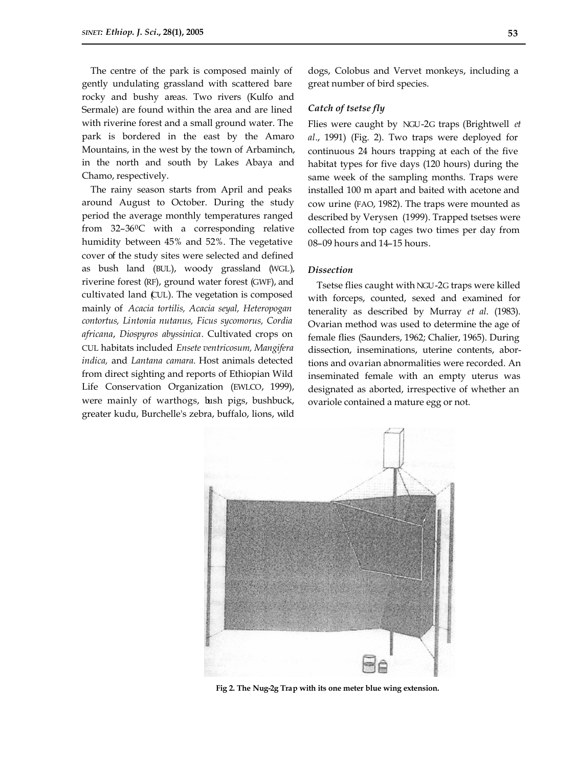The centre of the park is composed mainly of gently undulating grassland with scattered bare rocky and bushy areas. Two rivers (Kulfo and Sermale) are found within the area and are lined with riverine forest and a small ground water. The park is bordered in the east by the Amaro Mountains, in the west by the town of Arbaminch, in the north and south by Lakes Abaya and Chamo, respectively.

The rainy season starts from April and peaks around August to October. During the study period the average monthly temperatures ranged from 32–36$^0$C with a corresponding relative humidity between 45% and 52%. The vegetative cover of the study sites were selected and defined as bush land (BUL), woody grassland (WGL), riverine forest (RF), ground water forest (GWF), and cultivated land (CUL). The vegetation is composed mainly of *Acacia tortilis, Acacia seyal, Heteropogan contortus, Lintonia nutanus, Ficus sycomorus, Cordia africana*, *Diospyros abyssinica*. Cultivated crops on CUL habitats included *Ensete ventricosum, Mangifera indica,* and *Lantana camara.* Host animals detected from direct sighting and reports of Ethiopian Wild Life Conservation Organization (EWLCO, 1999), were mainly of warthogs, bush pigs, bushbuck, greater kudu, Burchelle's zebra, buffalo, lions, wild dogs, Colobus and Vervet monkeys, including a great number of bird species.

### *Catch of tsetse fly*

Flies were caught by NGU-2G traps (Brightwell *et al*., 1991) (Fig. 2). Two traps were deployed for continuous 24 hours trapping at each of the five habitat types for five days (120 hours) during the same week of the sampling months. Traps were installed 100 m apart and baited with acetone and cow urine (FAO, 1982). The traps were mounted as described by Verysen (1999). Trapped tsetses were collected from top cages two times per day from 08–09 hours and 14–15 hours.

### *Dissection*

Tsetse flies caught with NGU-2G traps were killed with forceps, counted, sexed and examined for tenerality as described by Murray *et al*. (1983). Ovarian method was used to determine the age of female flies (Saunders, 1962; Chalier, 1965). During dissection, inseminations, uterine contents, abortions and ovarian abnormalities were recorded. An inseminated female with an empty uterus was designated as aborted, irrespective of whether an ovariole contained a mature egg or not.

**Fig 2. The Nug-2g Trap with its one meter blue wing extension.**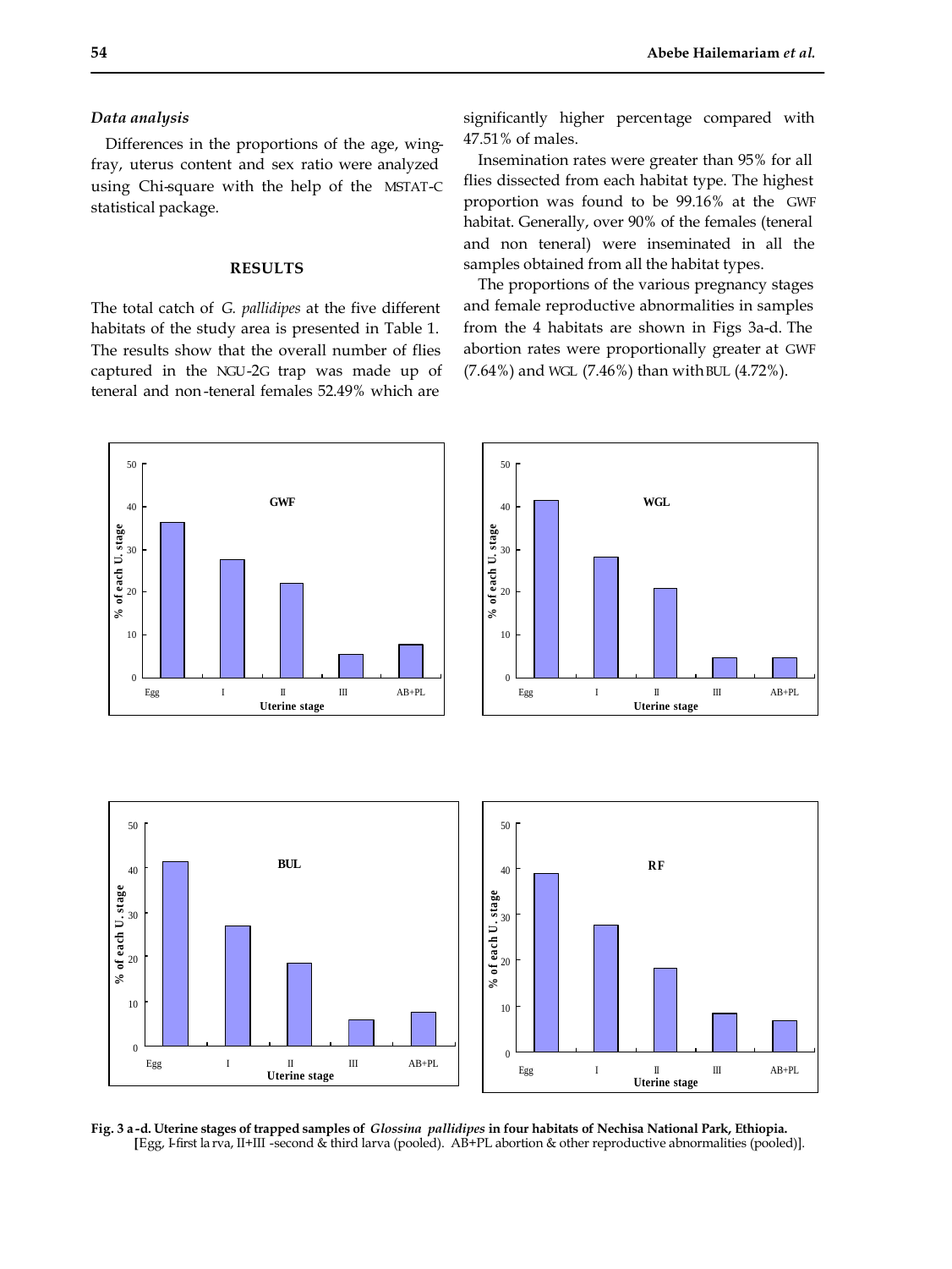### *Data analysis*

Differences in the proportions of the age, wing-fray, uterus content and sex ratio were analyzed using Chi-square with the help of the MSTAT-C statistical package.

## RESULTS

The total catch of *G. pallidipes* at the five different habitats of the study area is presented in Table 1. The results show that the overall number of flies captured in the NGU-2G trap was made up of teneral and non-teneral females 52.49% which are significantly higher percentage compared with 47.51% of males.

Insemination rates were greater than 95% for all flies dissected from each habitat type. The highest proportion was found to be 99.16% at the GWF habitat. Generally, over 90% of the females (teneral and non teneral) were inseminated in all the samples obtained from all the habitat types.

The proportions of the various pregnancy stages and female reproductive abnormalities in samples from the 4 habitats are shown in Figs 3a-d. The abortion rates were proportionally greater at GWF (7.64%) and WGL (7.46%) than with BUL (4.72%).

**Fig. 3 a-d. Uterine stages of trapped samples of *Glossina pallidipes* in four habitats of Nechisa National Park, Ethiopia.**
[Egg, I-first larva, II+III -second & third larva (pooled). AB+PL abortion & other reproductive abnormalities (pooled)].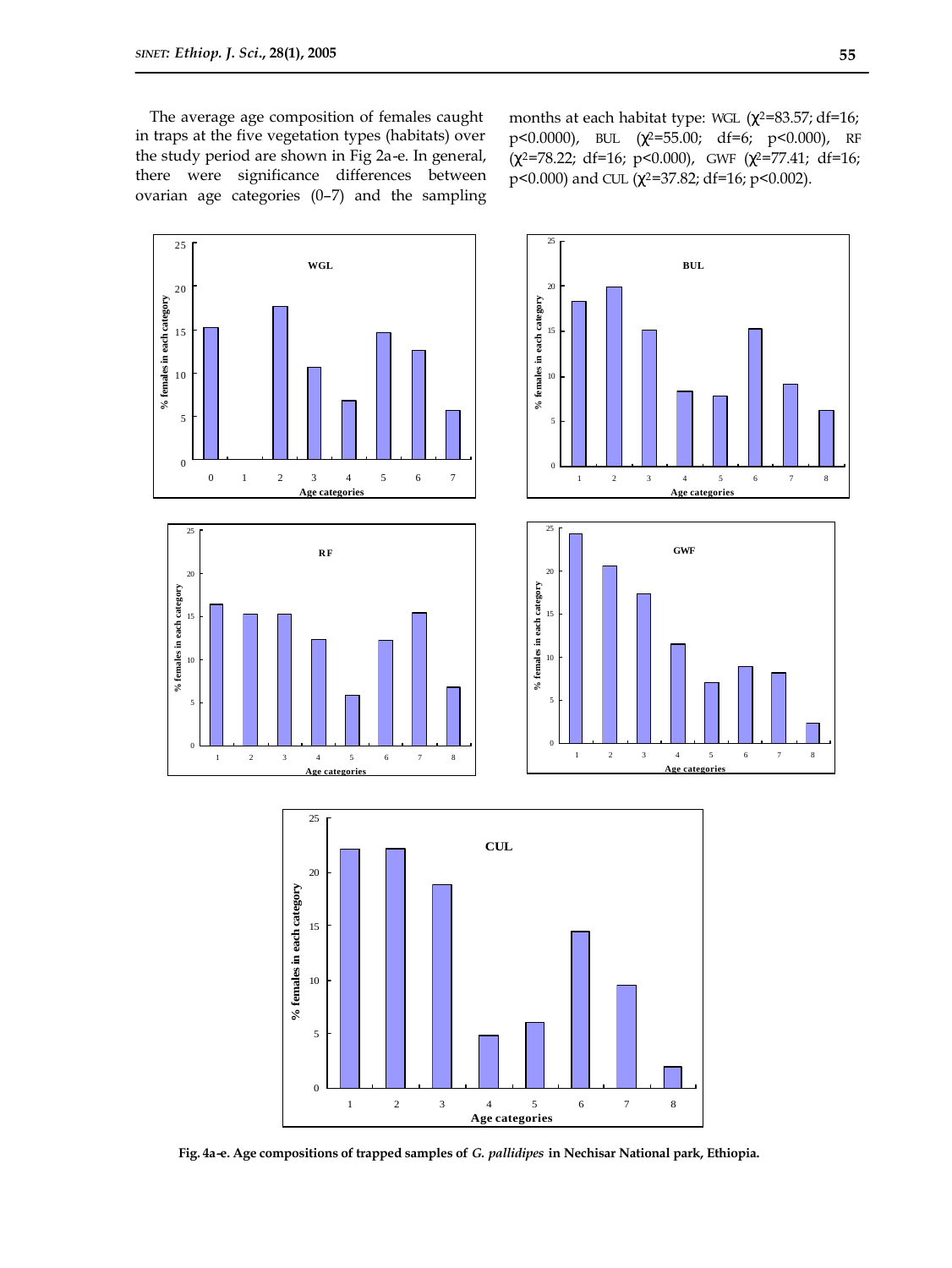The average age composition of females caught in traps at the five vegetation types (habitats) over the study period are shown in Fig 2a-e. In general, there were significance differences between ovarian age categories (0–7) and the sampling months at each habitat type: WGL ($\chi^2$=83.57; df=16; p<0.0000), BUL ($\chi^2$=55.00; df=6; p<0.000), RF ($\chi^2$=78.22; df=16; p<0.000), GWF ($\chi^2$=77.41; df=16; p<0.000) and CUL ($\chi^2$=37.82; df=16; p<0.002).

**Fig. 4a-e. Age compositions of trapped samples of *G. pallidipes* in Nechisar National park, Ethiopia.**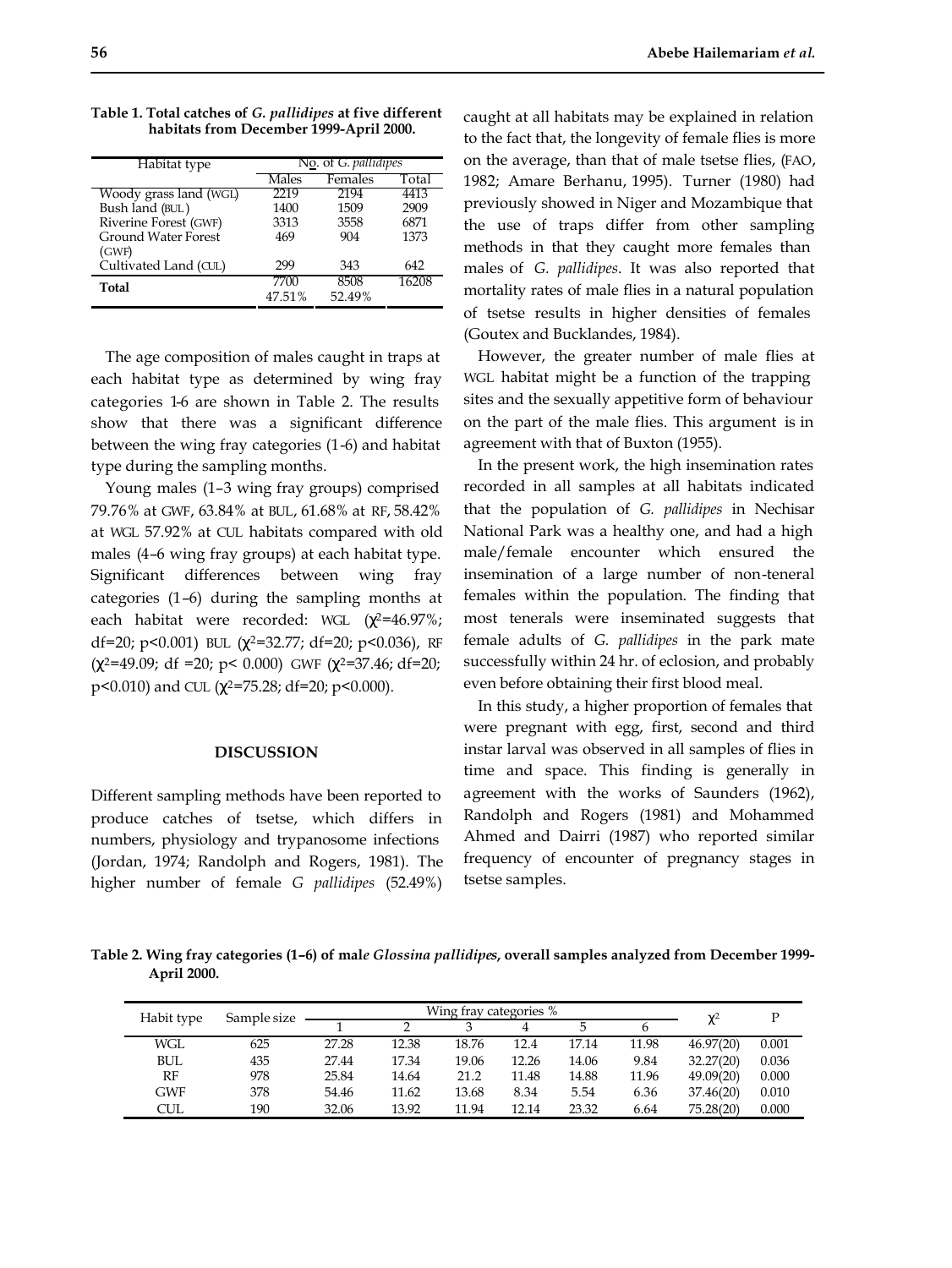**Table 1. Total catches of *G. pallidipes* at five different habitats from December 1999-April 2000.**

| Habitat type | No. of *G. pallidipes* | | |
|---|---|---|---|
| | Males | Females | Total |
| Woody grass land (WGL) | 2219 | 2194 | 4413 |
| Bush land (BUL) | 1400 | 1509 | 2909 |
| Riverine Forest (GWF) | 3313 | 3558 | 6871 |
| Ground Water Forest (GWF) | 469 | 904 | 1373 |
| Cultivated Land (CUL) | 299 | 343 | 642 |
| **Total** | 7700 47.51% | 8508 52.49% | 16208 |

The age composition of males caught in traps at each habitat type as determined by wing fray categories 1-6 are shown in Table 2. The results show that there was a significant difference between the wing fray categories (1-6) and habitat type during the sampling months.

Young males (1–3 wing fray groups) comprised 79.76% at GWF, 63.84% at BUL, 61.68% at RF, 58.42% at WGL 57.92% at CUL habitats compared with old males (4–6 wing fray groups) at each habitat type. Significant differences between wing fray categories (1–6) during the sampling months at each habitat were recorded: WGL ($\chi^2$=46.97%; df=20; p<0.001) BUL ($\chi^2$=32.77; df=20; p<0.036), RF ($\chi^2$=49.09; df =20; p< 0.000) GWF ($\chi^2$=37.46; df=20; p<0.010) and CUL ($\chi^2$=75.28; df=20; p<0.000).

## DISCUSSION

Different sampling methods have been reported to produce catches of tsetse, which differs in numbers, physiology and trypanosome infections (Jordan, 1974; Randolph and Rogers, 1981). The higher number of female *G pallidipes* (52.49%) caught at all habitats may be explained in relation to the fact that, the longevity of female flies is more on the average, than that of male tsetse flies, (FAO, 1982; Amare Berhanu, 1995). Turner (1980) had previously showed in Niger and Mozambique that the use of traps differ from other sampling methods in that they caught more females than males of *G. pallidipes*. It was also reported that mortality rates of male flies in a natural population of tsetse results in higher densities of females (Goutex and Bucklandes, 1984).

However, the greater number of male flies at WGL habitat might be a function of the trapping sites and the sexually appetitive form of behaviour on the part of the male flies. This argument is in agreement with that of Buxton (1955).

In the present work, the high insemination rates recorded in all samples at all habitats indicated that the population of *G. pallidipes* in Nechisar National Park was a healthy one, and had a high male/female encounter which ensured the insemination of a large number of non-teneral females within the population. The finding that most tenerals were inseminated suggests that female adults of *G. pallidipes* in the park mate successfully within 24 hr. of eclosion, and probably even before obtaining their first blood meal.

In this study, a higher proportion of females that were pregnant with egg, first, second and third instar larval was observed in all samples of flies in time and space. This finding is generally in agreement with the works of Saunders (1962), Randolph and Rogers (1981) and Mohammed Ahmed and Dairri (1987) who reported similar frequency of encounter of pregnancy stages in tsetse samples.

**Table 2. Wing fray categories (1–6) of male *Glossina pallidipes*, overall samples analyzed from December 1999-April 2000.**

| Habit type | Sample size | Wing fray categories % | | | | | | $\chi^2$ | P |
|---|---|---|---|---|---|---|---|---|---|
| | | 1 | 2 | 3 | 4 | 5 | 6 | | |
| WGL | 625 | 27.28 | 12.38 | 18.76 | 12.4 | 17.14 | 11.98 | 46.97(20) | 0.001 |
| BUL | 435 | 27.44 | 17.34 | 19.06 | 12.26 | 14.06 | 9.84 | 32.27(20) | 0.036 |
| RF | 978 | 25.84 | 14.64 | 21.2 | 11.48 | 14.88 | 11.96 | 49.09(20) | 0.000 |
| GWF | 378 | 54.46 | 11.62 | 13.68 | 8.34 | 5.54 | 6.36 | 37.46(20) | 0.010 |
| CUL | 190 | 32.06 | 13.92 | 11.94 | 12.14 | 23.32 | 6.64 | 75.28(20) | 0.000 |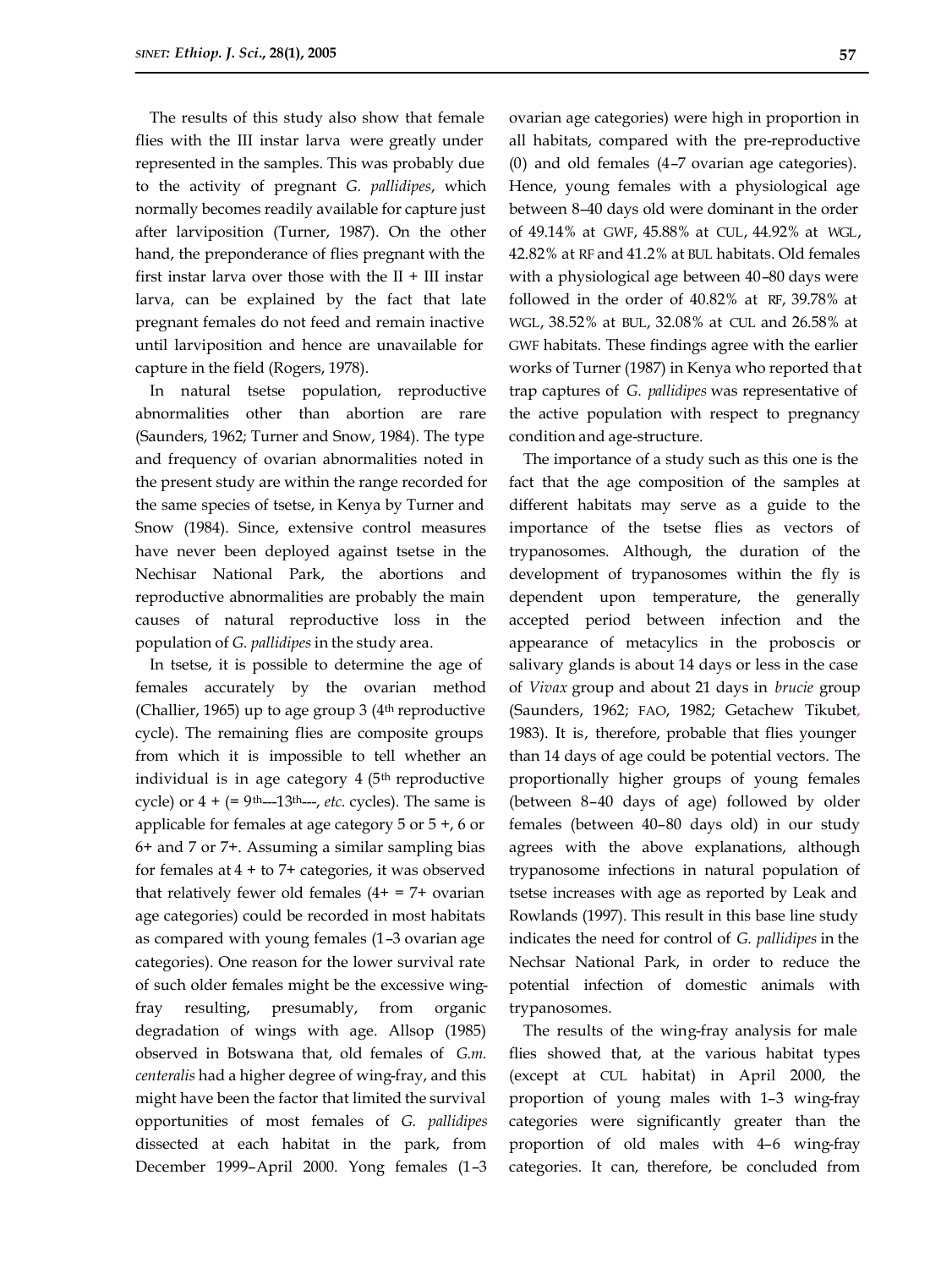The results of this study also show that female flies with the III instar larva were greatly under represented in the samples. This was probably due to the activity of pregnant *G. pallidipes*, which normally becomes readily available for capture just after larviposition (Turner, 1987). On the other hand, the preponderance of flies pregnant with the first instar larva over those with the II + III instar larva, can be explained by the fact that late pregnant females do not feed and remain inactive until larviposition and hence are unavailable for capture in the field (Rogers, 1978).

In natural tsetse population, reproductive abnormalities other than abortion are rare (Saunders, 1962; Turner and Snow, 1984). The type and frequency of ovarian abnormalities noted in the present study are within the range recorded for the same species of tsetse, in Kenya by Turner and Snow (1984). Since, extensive control measures have never been deployed against tsetse in the Nechisar National Park, the abortions and reproductive abnormalities are probably the main causes of natural reproductive loss in the population of *G. pallidipes* in the study area.

In tsetse, it is possible to determine the age of females accurately by the ovarian method (Challier, 1965) up to age group 3 (4th reproductive cycle). The remaining flies are composite groups from which it is impossible to tell whether an individual is in age category 4 (5th reproductive cycle) or 4 + (= 9th---13th---, *etc.* cycles). The same is applicable for females at age category 5 or 5 +, 6 or 6+ and 7 or 7+. Assuming a similar sampling bias for females at 4 + to 7+ categories, it was observed that relatively fewer old females (4+ = 7+ ovarian age categories) could be recorded in most habitats as compared with young females (1–3 ovarian age categories). One reason for the lower survival rate of such older females might be the excessive wing-fray resulting, presumably, from organic degradation of wings with age. Allsop (1985) observed in Botswana that, old females of *G.m. centeralis* had a higher degree of wing-fray, and this might have been the factor that limited the survival opportunities of most females of *G. pallidipes* dissected at each habitat in the park, from December 1999–April 2000. Yong females (1–3 ovarian age categories) were high in proportion in all habitats, compared with the pre-reproductive (0) and old females (4–7 ovarian age categories). Hence, young females with a physiological age between 8–40 days old were dominant in the order of 49.14% at GWF, 45.88% at CUL, 44.92% at WGL, 42.82% at RF and 41.2% at BUL habitats. Old females with a physiological age between 40–80 days were followed in the order of 40.82% at RF, 39.78% at WGL, 38.52% at BUL, 32.08% at CUL and 26.58% at GWF habitats. These findings agree with the earlier works of Turner (1987) in Kenya who reported that trap captures of *G. pallidipes* was representative of the active population with respect to pregnancy condition and age-structure.

The importance of a study such as this one is the fact that the age composition of the samples at different habitats may serve as a guide to the importance of the tsetse flies as vectors of trypanosomes. Although, the duration of the development of trypanosomes within the fly is dependent upon temperature, the generally accepted period between infection and the appearance of metacylics in the proboscis or salivary glands is about 14 days or less in the case of *Vivax* group and about 21 days in *brucie* group (Saunders, 1962; FAO, 1982; Getachew Tikubet, 1983). It is, therefore, probable that flies younger than 14 days of age could be potential vectors. The proportionally higher groups of young females (between 8–40 days of age) followed by older females (between 40–80 days old) in our study agrees with the above explanations, although trypanosome infections in natural population of tsetse increases with age as reported by Leak and Rowlands (1997). This result in this base line study indicates the need for control of *G. pallidipes* in the Nechsar National Park, in order to reduce the potential infection of domestic animals with trypanosomes.

The results of the wing-fray analysis for male flies showed that, at the various habitat types (except at CUL habitat) in April 2000, the proportion of young males with 1–3 wing-fray categories were significantly greater than the proportion of old males with 4–6 wing-fray categories. It can, therefore, be concluded from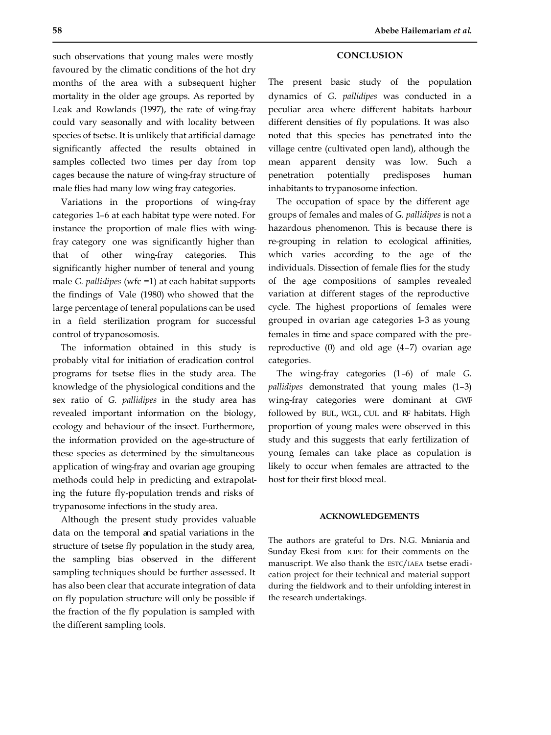such observations that young males were mostly favoured by the climatic conditions of the hot dry months of the area with a subsequent higher mortality in the older age groups. As reported by Leak and Rowlands (1997), the rate of wing-fray could vary seasonally and with locality between species of tsetse. It is unlikely that artificial damage significantly affected the results obtained in samples collected two times per day from top cages because the nature of wing-fray structure of male flies had many low wing fray categories.

Variations in the proportions of wing-fray categories 1–6 at each habitat type were noted. For instance the proportion of male flies with wing-fray category one was significantly higher than that of other wing-fray categories. This significantly higher number of teneral and young male *G. pallidipes* (wfc =1) at each habitat supports the findings of Vale (1980) who showed that the large percentage of teneral populations can be used in a field sterilization program for successful control of trypanosomosis.

The information obtained in this study is probably vital for initiation of eradication control programs for tsetse flies in the study area. The knowledge of the physiological conditions and the sex ratio of *G. pallidipes* in the study area has revealed important information on the biology, ecology and behaviour of the insect. Furthermore, the information provided on the age-structure of these species as determined by the simultaneous application of wing-fray and ovarian age grouping methods could help in predicting and extrapolating the future fly-population trends and risks of trypanosome infections in the study area.

Although the present study provides valuable data on the temporal and spatial variations in the structure of tsetse fly population in the study area, the sampling bias observed in the different sampling techniques should be further assessed. It has also been clear that accurate integration of data on fly population structure will only be possible if the fraction of the fly population is sampled with the different sampling tools.

## CONCLUSION

The present basic study of the population dynamics of *G. pallidipes* was conducted in a peculiar area where different habitats harbour different densities of fly populations. It was also noted that this species has penetrated into the village centre (cultivated open land), although the mean apparent density was low. Such a penetration potentially predisposes human inhabitants to trypanosome infection.

The occupation of space by the different age groups of females and males of *G. pallidipes* is not a hazardous phenomenon. This is because there is re-grouping in relation to ecological affinities, which varies according to the age of the individuals. Dissection of female flies for the study of the age compositions of samples revealed variation at different stages of the reproductive cycle. The highest proportions of females were grouped in ovarian age categories 1–3 as young females in time and space compared with the pre-reproductive (0) and old age (4–7) ovarian age categories.

The wing-fray categories (1–6) of male *G. pallidipes* demonstrated that young males (1–3) wing-fray categories were dominant at GWF followed by BUL, WGL, CUL and RF habitats. High proportion of young males were observed in this study and this suggests that early fertilization of young females can take place as copulation is likely to occur when females are attracted to the host for their first blood meal.

## ACKNOWLEDGEMENTS

The authors are grateful to Drs. N.G. Maniania and Sunday Ekesi from ICIPE for their comments on the manuscript. We also thank the ESTC/IAEA tsetse eradication project for their technical and material support during the fieldwork and to their unfolding interest in the research undertakings.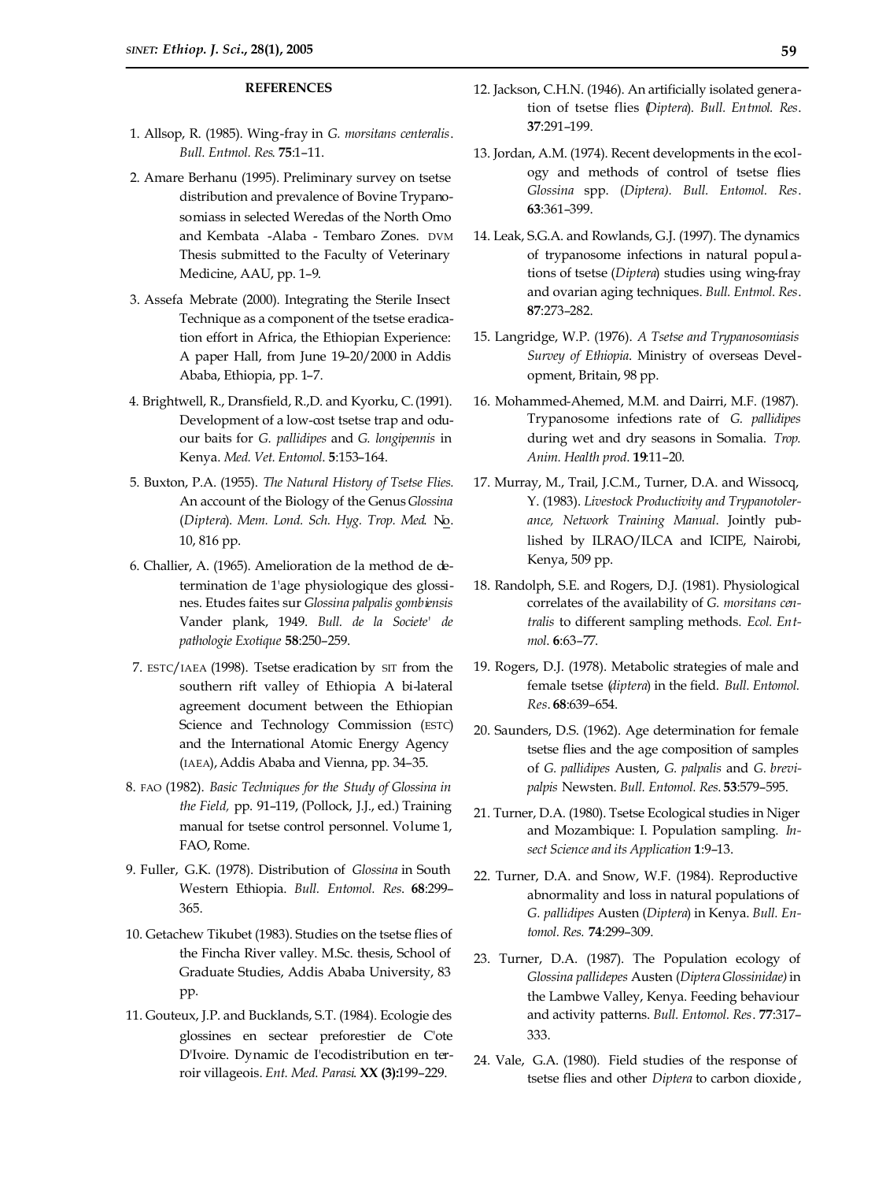## REFERENCES

1. Allsop, R. (1985). Wing-fray in *G. morsitans centeralis*. *Bull. Entmol. Res*. **75**:1–11.

2. Amare Berhanu (1995). Preliminary survey on tsetse distribution and prevalence of Bovine Trypanosomiass in selected Weredas of the North Omo and Kembata -Alaba - Tembaro Zones. DVM Thesis submitted to the Faculty of Veterinary Medicine, AAU, pp. 1–9.

3. Assefa Mebrate (2000). Integrating the Sterile Insect Technique as a component of the tsetse eradication effort in Africa, the Ethiopian Experience: A paper Hall, from June 19–20/2000 in Addis Ababa, Ethiopia, pp. 1–7.

4. Brightwell, R., Dransfield, R.,D. and Kyorku, C. (1991). Development of a low-cost tsetse trap and oduour baits for *G. pallidipes* and *G. longipennis* in Kenya. *Med. Vet. Entomol*. **5**:153–164.

5. Buxton, P.A. (1955). *The Natural History of Tsetse Flies.* An account of the Biology of the Genus *Glossina* (*Diptera*). *Mem. Lond. Sch. Hyg. Trop. Med.* No. 10, 816 pp.

6. Challier, A. (1965). Amelioration de la method de determination de 1'age physiologique des glossines. Etudes faites sur *Glossina palpalis gombiensis* Vander plank, 1949. *Bull. de la Societe' de pathologie Exotique* **58**:250–259.

7. ESTC/IAEA (1998). Tsetse eradication by SIT from the southern rift valley of Ethiopia. A bi-lateral agreement document between the Ethiopian Science and Technology Commission (ESTC) and the International Atomic Energy Agency (IAEA), Addis Ababa and Vienna, pp. 34–35.

8. FAO (1982). *Basic Techniques for the Study of Glossina in the Field,* pp. 91–119, (Pollock, J.J., ed.) Training manual for tsetse control personnel. Vo1ume 1, FAO, Rome.

9. Fuller, G.K. (1978). Distribution of *Glossina* in South Western Ethiopia. *Bull. Entomol. Res.* **68**:299–365.

10. Getachew Tikubet (1983). Studies on the tsetse flies of the Fincha River valley. M.Sc. thesis, School of Graduate Studies, Addis Ababa University, 83 pp.

11. Gouteux, J.P. and Bucklands, S.T. (1984). Ecologie des glossines en sectear preforestier de C'ote D'Ivoire. Dynamic de I'ecodistribution en terroir villageois. *Ent. Med. Parasi.* **XX (3):**199–229.

12. Jackson, C.H.N. (1946). An artificially isolated generation of tsetse flies (*Diptera*). *Bull. Entmol. Res*. **37**:291–199.

13. Jordan, A.M. (1974). Recent developments in the ecology and methods of control of tsetse flies *Glossina* spp. (*Diptera). Bull. Entomol. Res*. **63**:361–399.

14. Leak, S.G.A. and Rowlands, G.J. (1997). The dynamics of trypanosome infections in natural populations of tsetse (*Diptera*) studies using wing-fray and ovarian aging techniques. *Bull. Entmol. Res*. **87**:273–282.

15. Langridge, W.P. (1976). *A Tsetse and Trypanosomiasis Survey of Ethiopia*. Ministry of overseas Development, Britain, 98 pp.

16. Mohammed-Ahemed, M.M. and Dairri, M.F. (1987). Trypanosome infections rate of *G. pallidipes* during wet and dry seasons in Somalia. *Trop. Anim. Health prod.* **19**:11–20.

17. Murray, M., Trail, J.C.M., Turner, D.A. and Wissocq, Y. (1983). *Livestock Productivity and Trypanotolerance, Network Training Manual*. Jointly published by ILRAO/ILCA and ICIPE, Nairobi, Kenya, 509 pp.

18. Randolph, S.E. and Rogers, D.J. (1981). Physiological correlates of the availability of *G. morsitans centralis* to different sampling methods. *Ecol. Entmol*. **6**:63–77.

19. Rogers, D.J. (1978). Metabolic strategies of male and female tsetse (*diptera*) in the field. *Bull. Entomol. Res*. **68**:639–654.

20. Saunders, D.S. (1962). Age determination for female tsetse flies and the age composition of samples of *G. pallidipes* Austen, *G. palpalis* and *G. brevipalpis* Newsten. *Bull. Entomol. Res*. **53**:579–595.

21. Turner, D.A. (1980). Tsetse Ecological studies in Niger and Mozambique: I. Population sampling. *Insect Science and its Application* **1**:9–13.

22. Turner, D.A. and Snow, W.F. (1984). Reproductive abnormality and loss in natural populations of *G. pallidipes* Austen (*Diptera*) in Kenya. *Bull. Entomol. Res.* **74**:299–309.

23. Turner, D.A. (1987). The Population ecology of *Glossina pallidepes* Austen (*Diptera Glossinidae)* in the Lambwe Valley, Kenya. Feeding behaviour and activity patterns. *Bull. Entomol. Res*. **77**:317–333.

24. Vale, G.A. (1980). Field studies of the response of tsetse flies and other *Diptera* to carbon dioxide,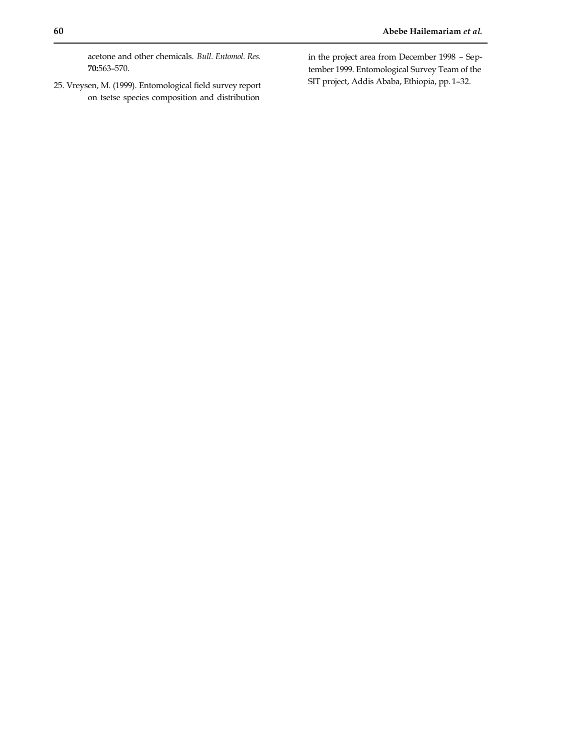acetone and other chemicals. *Bull. Entomol. Res.* **70:**563–570.

25. Vreysen, M. (1999). Entomological field survey report on tsetse species composition and distribution in the project area from December 1998 – September 1999. Entomological Survey Team of the SIT project, Addis Ababa, Ethiopia, pp. 1–32.